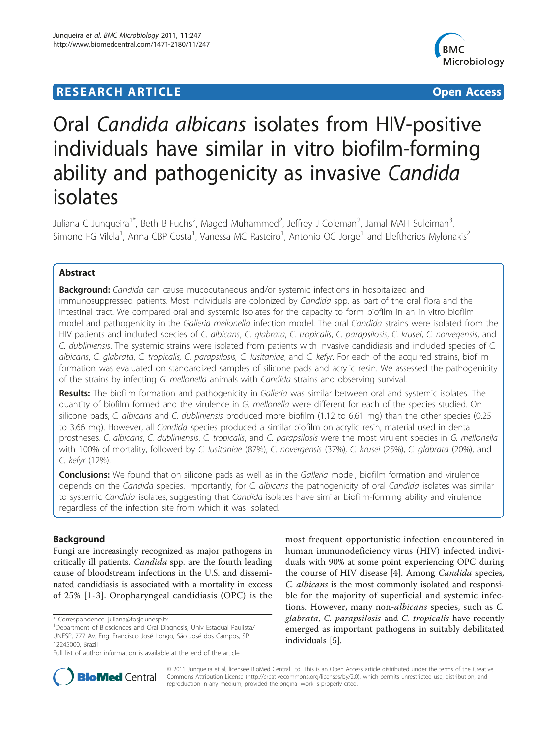**RESEARCH ARTICLE** **Open Access**

# Oral *Candida albicans* isolates from HIV-positive individuals have similar in vitro biofilm-forming ability and pathogenicity as invasive *Candida* isolates

Juliana C Junqueira[1*], Beth B Fuchs[2], Maged Muhammed[2], Jeffrey J Coleman[2], Jamal MAH Suleiman[3], Simone FG Vilela[1], Anna CBP Costa[1], Vanessa MC Rasteiro[1], Antonio OC Jorge[1] and Eleftherios Mylonakis[2]

## Abstract

**Background:** *Candida* can cause mucocutaneous and/or systemic infections in hospitalized and immunosuppressed patients. Most individuals are colonized by *Candida* spp. as part of the oral flora and the intestinal tract. We compared oral and systemic isolates for the capacity to form biofilm in an in vitro biofilm model and pathogenicity in the *Galleria mellonella* infection model. The oral *Candida* strains were isolated from the HIV patients and included species of *C. albicans*, *C. glabrata*, *C. tropicalis*, *C. parapsilosis*, *C. krusei*, *C. norvegensis*, and *C. dubliniensis*. The systemic strains were isolated from patients with invasive candidiasis and included species of *C. albicans*, *C. glabrata*, *C. tropicalis*, *C. parapsilosis*, *C. lusitaniae*, and *C. kefyr*. For each of the acquired strains, biofilm formation was evaluated on standardized samples of silicone pads and acrylic resin. We assessed the pathogenicity of the strains by infecting *G. mellonella* animals with *Candida* strains and observing survival.

**Results:** The biofilm formation and pathogenicity in *Galleria* was similar between oral and systemic isolates. The quantity of biofilm formed and the virulence in *G. mellonella* were different for each of the species studied. On silicone pads, *C. albicans* and *C. dubliniensis* produced more biofilm (1.12 to 6.61 mg) than the other species (0.25 to 3.66 mg). However, all *Candida* species produced a similar biofilm on acrylic resin, material used in dental prostheses. *C. albicans*, *C. dubliniensis*, *C. tropicalis*, and *C. parapsilosis* were the most virulent species in *G. mellonella* with 100% of mortality, followed by *C. lusitaniae* (87%), *C. novergensis* (37%), *C. krusei* (25%), *C. glabrata* (20%), and *C. kefyr* (12%).

**Conclusions:** We found that on silicone pads as well as in the *Galleria* model, biofilm formation and virulence depends on the *Candida* species. Importantly, for *C. albicans* the pathogenicity of oral *Candida* isolates was similar to systemic *Candida* isolates, suggesting that *Candida* isolates have similar biofilm-forming ability and virulence regardless of the infection site from which it was isolated.

## Background

Fungi are increasingly recognized as major pathogens in critically ill patients. *Candida* spp. are the fourth leading cause of bloodstream infections in the U.S. and disseminated candidiasis is associated with a mortality in excess of 25% [1-3]. Oropharyngeal candidiasis (OPC) is the most frequent opportunistic infection encountered in human immunodeficiency virus (HIV) infected individuals with 90% at some point experiencing OPC during the course of HIV disease [4]. Among *Candida* species, *C. albicans* is the most commonly isolated and responsible for the majority of superficial and systemic infections. However, many non-*albicans* species, such as *C. glabrata*, *C. parapsilosis* and *C. tropicalis* have recently emerged as important pathogens in suitably debilitated individuals [5].

\* Correspondence: juliana@fosjc.unesp.br

[1]Department of Biosciences and Oral Diagnosis, Univ Estadual Paulista/UNESP, 777 Av. Eng. Francisco José Longo, São José dos Campos, SP 12245000, Brazil

Full list of author information is available at the end of the article

© 2011 Junqueira et al; licensee BioMed Central Ltd. This is an Open Access article distributed under the terms of the Creative Commons Attribution License (http://creativecommons.org/licenses/by/2.0), which permits unrestricted use, distribution, and reproduction in any medium, provided the original work is properly cited.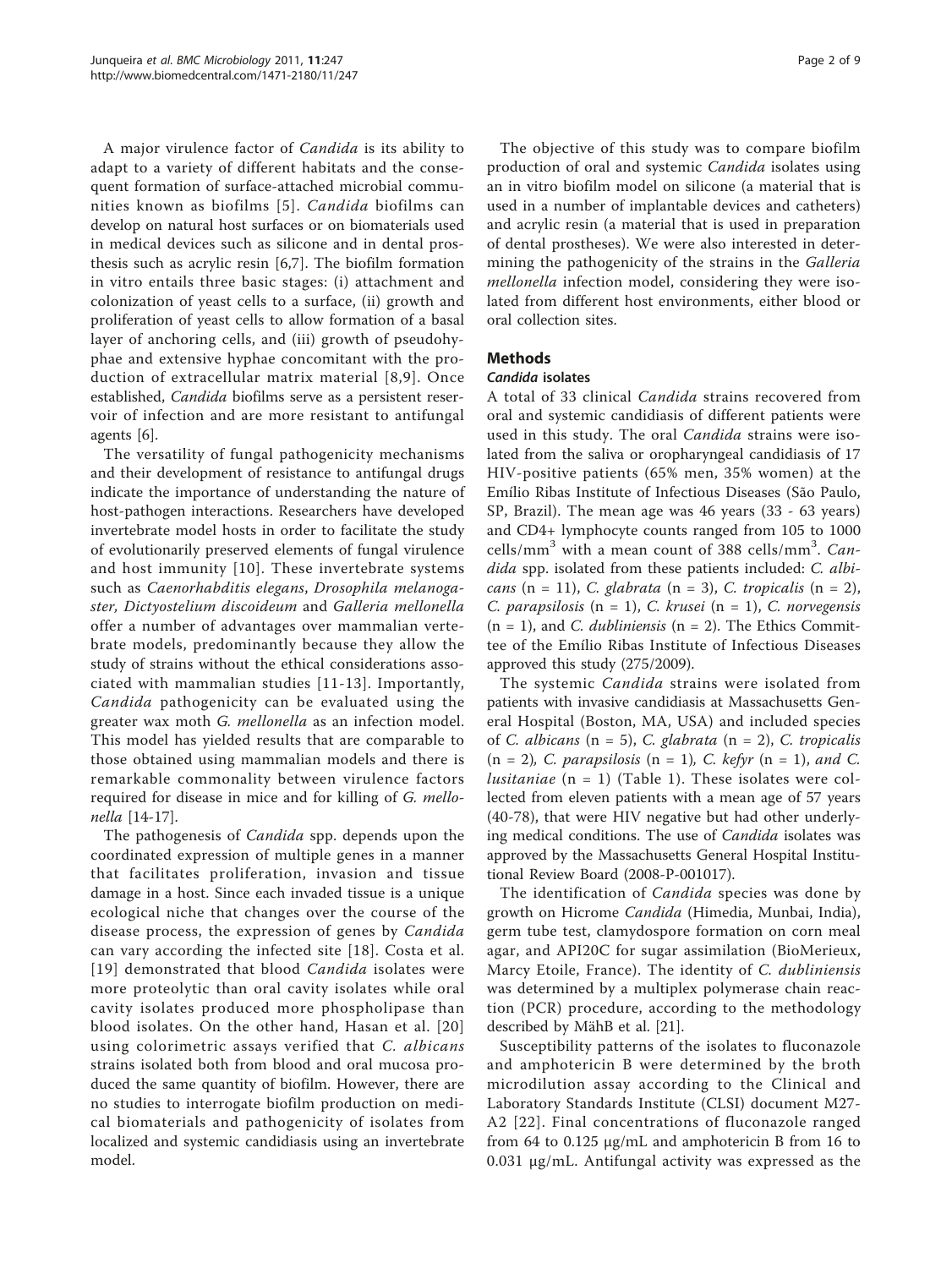A major virulence factor of *Candida* is its ability to adapt to a variety of different habitats and the consequent formation of surface-attached microbial communities known as biofilms [5]. *Candida* biofilms can develop on natural host surfaces or on biomaterials used in medical devices such as silicone and in dental prosthesis such as acrylic resin [6,7]. The biofilm formation in vitro entails three basic stages: (i) attachment and colonization of yeast cells to a surface, (ii) growth and proliferation of yeast cells to allow formation of a basal layer of anchoring cells, and (iii) growth of pseudohyphae and extensive hyphae concomitant with the production of extracellular matrix material [8,9]. Once established, *Candida* biofilms serve as a persistent reservoir of infection and are more resistant to antifungal agents [6].

The versatility of fungal pathogenicity mechanisms and their development of resistance to antifungal drugs indicate the importance of understanding the nature of host-pathogen interactions. Researchers have developed invertebrate model hosts in order to facilitate the study of evolutionarily preserved elements of fungal virulence and host immunity [10]. These invertebrate systems such as *Caenorhabditis elegans*, *Drosophila melanogaster*, *Dictyostelium discoideum* and *Galleria mellonella* offer a number of advantages over mammalian vertebrate models, predominantly because they allow the study of strains without the ethical considerations associated with mammalian studies [11-13]. Importantly, *Candida* pathogenicity can be evaluated using the greater wax moth *G. mellonella* as an infection model. This model has yielded results that are comparable to those obtained using mammalian models and there is remarkable commonality between virulence factors required for disease in mice and for killing of *G. mellonella* [14-17].

The pathogenesis of *Candida* spp. depends upon the coordinated expression of multiple genes in a manner that facilitates proliferation, invasion and tissue damage in a host. Since each invaded tissue is a unique ecological niche that changes over the course of the disease process, the expression of genes by *Candida* can vary according the infected site [18]. Costa et al. [19] demonstrated that blood *Candida* isolates were more proteolytic than oral cavity isolates while oral cavity isolates produced more phospholipase than blood isolates. On the other hand, Hasan et al. [20] using colorimetric assays verified that *C. albicans* strains isolated both from blood and oral mucosa produced the same quantity of biofilm. However, there are no studies to interrogate biofilm production on medical biomaterials and pathogenicity of isolates from localized and systemic candidiasis using an invertebrate model.

The objective of this study was to compare biofilm production of oral and systemic *Candida* isolates using an in vitro biofilm model on silicone (a material that is used in a number of implantable devices and catheters) and acrylic resin (a material that is used in preparation of dental prostheses). We were also interested in determining the pathogenicity of the strains in the *Galleria mellonella* infection model, considering they were isolated from different host environments, either blood or oral collection sites.

## Methods

### *Candida* isolates

A total of 33 clinical *Candida* strains recovered from oral and systemic candidiasis of different patients were used in this study. The oral *Candida* strains were isolated from the saliva or oropharyngeal candidiasis of 17 HIV-positive patients (65% men, 35% women) at the Emílio Ribas Institute of Infectious Diseases (São Paulo, SP, Brazil). The mean age was 46 years (33 - 63 years) and CD4+ lymphocyte counts ranged from 105 to 1000 cells/mm$^3$ with a mean count of 388 cells/mm$^3$. *Candida* spp. isolated from these patients included: *C. albicans* (n = 11), *C. glabrata* (n = 3), *C. tropicalis* (n = 2), *C. parapsilosis* (n = 1), *C. krusei* (n = 1), *C. norvegensis* (n = 1), and *C. dubliniensis* (n = 2). The Ethics Committee of the Emílio Ribas Institute of Infectious Diseases approved this study (275/2009).

The systemic *Candida* strains were isolated from patients with invasive candidiasis at Massachusetts General Hospital (Boston, MA, USA) and included species of *C. albicans* (n = 5), *C. glabrata* (n = 2), *C. tropicalis* (n = 2), *C. parapsilosis* (n = 1), *C. kefyr* (n = 1), *and C. lusitaniae* (n = 1) (Table 1). These isolates were collected from eleven patients with a mean age of 57 years (40-78), that were HIV negative but had other underlying medical conditions. The use of *Candida* isolates was approved by the Massachusetts General Hospital Institutional Review Board (2008-P-001017).

The identification of *Candida* species was done by growth on Hicrome *Candida* (Himedia, Munbai, India), germ tube test, clamydospore formation on corn meal agar, and API20C for sugar assimilation (BioMerieux, Marcy Etoile, France). The identity of *C. dubliniensis* was determined by a multiplex polymerase chain reaction (PCR) procedure, according to the methodology described by MähB et al. [21].

Susceptibility patterns of the isolates to fluconazole and amphotericin B were determined by the broth microdilution assay according to the Clinical and Laboratory Standards Institute (CLSI) document M27-A2 [22]. Final concentrations of fluconazole ranged from 64 to 0.125 μg/mL and amphotericin B from 16 to 0.031 μg/mL. Antifungal activity was expressed as the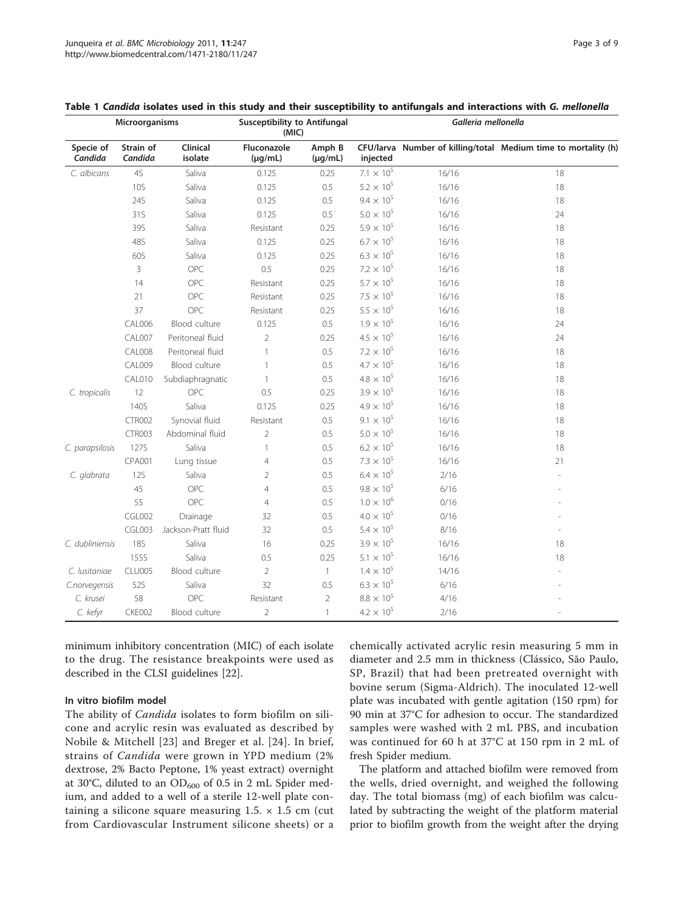**Table 1 *Candida* isolates used in this study and their susceptibility to antifungals and interactions with *G. mellonella***

| Microorganisms | | | Susceptibility to Antifungal (MIC) | | *Galleria mellonella* | | |
|---|---|---|---|---|---|---|---|
| Specie of *Candida* | Strain of *Candida* | Clinical isolate | Fluconazole (μg/mL) | Amph B (μg/mL) | CFU/larva injected | Number of killing/total | Medium time to mortality (h) |
| *C. albicans* | 4S | Saliva | 0.125 | 0.25 | $7.1 \times 10^5$ | 16/16 | 18 |
| | 10S | Saliva | 0.125 | 0.5 | $5.2 \times 10^5$ | 16/16 | 18 |
| | 24S | Saliva | 0.125 | 0.5 | $9.4 \times 10^5$ | 16/16 | 18 |
| | 31S | Saliva | 0.125 | 0.5 | $5.0 \times 10^5$ | 16/16 | 24 |
| | 39S | Saliva | Resistant | 0.25 | $5.9 \times 10^5$ | 16/16 | 18 |
| | 48S | Saliva | 0.125 | 0.25 | $6.7 \times 10^5$ | 16/16 | 18 |
| | 60S | Saliva | 0.125 | 0.25 | $6.3 \times 10^5$ | 16/16 | 18 |
| | 3 | OPC | 0.5 | 0.25 | $7.2 \times 10^5$ | 16/16 | 18 |
| | 14 | OPC | Resistant | 0.25 | $5.7 \times 10^5$ | 16/16 | 18 |
| | 21 | OPC | Resistant | 0.25 | $7.5 \times 10^5$ | 16/16 | 18 |
| | 37 | OPC | Resistant | 0.25 | $5.5 \times 10^5$ | 16/16 | 18 |
| | CAL006 | Blood culture | 0.125 | 0.5 | $1.9 \times 10^5$ | 16/16 | 24 |
| | CAL007 | Peritoneal fluid | 2 | 0.25 | $4.5 \times 10^5$ | 16/16 | 24 |
| | CAL008 | Peritoneal fluid | 1 | 0.5 | $7.2 \times 10^5$ | 16/16 | 18 |
| | CAL009 | Blood culture | 1 | 0.5 | $4.7 \times 10^5$ | 16/16 | 18 |
| | CAL010 | Subdiaphragnatic | 1 | 0.5 | $4.8 \times 10^5$ | 16/16 | 18 |
| *C. tropicalis* | 12 | OPC | 0.5 | 0.25 | $3.9 \times 10^5$ | 16/16 | 18 |
| | 140S | Saliva | 0.125 | 0.25 | $4.9 \times 10^5$ | 16/16 | 18 |
| | CTR002 | Synovial fluid | Resistant | 0.5 | $9.1 \times 10^5$ | 16/16 | 18 |
| | CTR003 | Abdominal fluid | 2 | 0.5 | $5.0 \times 10^5$ | 16/16 | 18 |
| *C. parapsilosis* | 127S | Saliva | 1 | 0.5 | $6.2 \times 10^5$ | 16/16 | 18 |
| | CPA001 | Lung tissue | 4 | 0.5 | $7.3 \times 10^5$ | 16/16 | 21 |
| *C. glabrata* | 12S | Saliva | 2 | 0.5 | $6.4 \times 10^5$ | 2/16 | - |
| | 45 | OPC | 4 | 0.5 | $9.8 \times 10^5$ | 6/16 | - |
| | 55 | OPC | 4 | 0.5 | $1.0 \times 10^6$ | 0/16 | - |
| | CGL002 | Drainage | 32 | 0.5 | $4.0 \times 10^5$ | 0/16 | - |
| | CGL003 | Jackson-Pratt fluid | 32 | 0.5 | $5.4 \times 10^5$ | 8/16 | - |
| *C. dubliniensis* | 18S | Saliva | 16 | 0.25 | $3.9 \times 10^5$ | 16/16 | 18 |
| | 155S | Saliva | 0.5 | 0.25 | $5.1 \times 10^5$ | 16/16 | 18 |
| *C. lusitaniae* | CLU005 | Blood culture | 2 | 1 | $1.4 \times 10^5$ | 14/16 | - |
| *C.norvegensis* | 52S | Saliva | 32 | 0.5 | $6.3 \times 10^5$ | 6/16 | - |
| *C. krusei* | 58 | OPC | Resistant | 2 | $8.8 \times 10^5$ | 4/16 | - |
| *C. kefyr* | CKE002 | Blood culture | 2 | 1 | $4.2 \times 10^5$ | 2/16 | - |

minimum inhibitory concentration (MIC) of each isolate to the drug. The resistance breakpoints were used as described in the CLSI guidelines [22].

#### In vitro biofilm model

The ability of *Candida* isolates to form biofilm on silicone and acrylic resin was evaluated as described by Nobile & Mitchell [23] and Breger et al. [24]. In brief, strains of *Candida* were grown in YPD medium (2% dextrose, 2% Bacto Peptone, 1% yeast extract) overnight at 30°C, diluted to an $OD_{600}$ of 0.5 in 2 mL Spider medium, and added to a well of a sterile 12-well plate containing a silicone square measuring 1.5. × 1.5 cm (cut from Cardiovascular Instrument silicone sheets) or a chemically activated acrylic resin measuring 5 mm in diameter and 2.5 mm in thickness (Clássico, São Paulo, SP, Brazil) that had been pretreated overnight with bovine serum (Sigma-Aldrich). The inoculated 12-well plate was incubated with gentle agitation (150 rpm) for 90 min at 37°C for adhesion to occur. The standardized samples were washed with 2 mL PBS, and incubation was continued for 60 h at 37°C at 150 rpm in 2 mL of fresh Spider medium.

The platform and attached biofilm were removed from the wells, dried overnight, and weighed the following day. The total biomass (mg) of each biofilm was calculated by subtracting the weight of the platform material prior to biofilm growth from the weight after the drying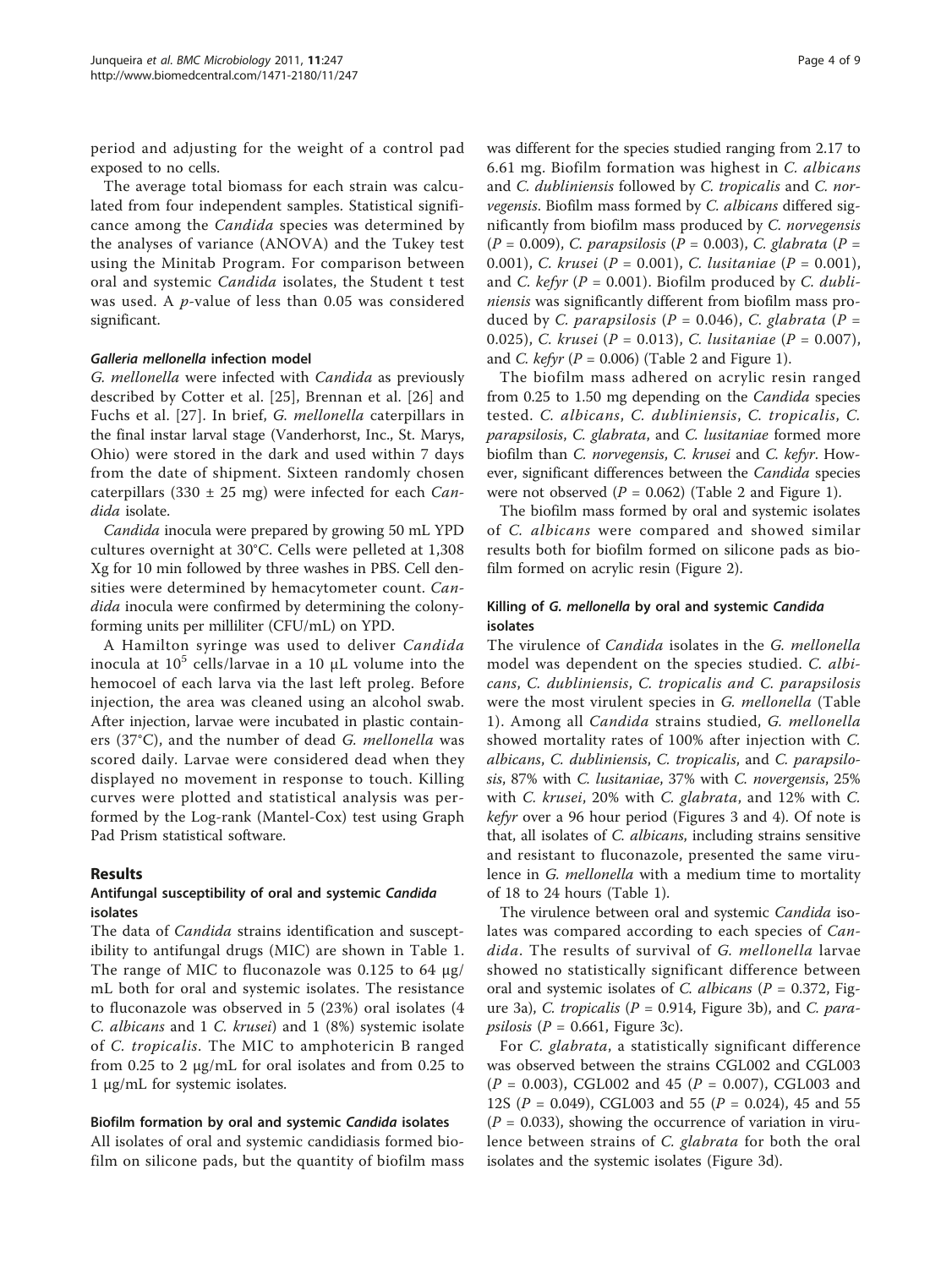period and adjusting for the weight of a control pad exposed to no cells.

The average total biomass for each strain was calculated from four independent samples. Statistical significance among the *Candida* species was determined by the analyses of variance (ANOVA) and the Tukey test using the Minitab Program. For comparison between oral and systemic *Candida* isolates, the Student t test was used. A *p*-value of less than 0.05 was considered significant.

#### *Galleria mellonella* infection model

*G. mellonella* were infected with *Candida* as previously described by Cotter et al. [25], Brennan et al. [26] and Fuchs et al. [27]. In brief, *G. mellonella* caterpillars in the final instar larval stage (Vanderhorst, Inc., St. Marys, Ohio) were stored in the dark and used within 7 days from the date of shipment. Sixteen randomly chosen caterpillars (330 ± 25 mg) were infected for each *Candida* isolate.

*Candida* inocula were prepared by growing 50 mL YPD cultures overnight at 30°C. Cells were pelleted at 1,308 Xg for 10 min followed by three washes in PBS. Cell densities were determined by hemacytometer count. *Candida* inocula were confirmed by determining the colony-forming units per milliliter (CFU/mL) on YPD.

A Hamilton syringe was used to deliver *Candida* inocula at $10^5$ cells/larvae in a 10 μL volume into the hemocoel of each larva via the last left proleg. Before injection, the area was cleaned using an alcohol swab. After injection, larvae were incubated in plastic containers (37°C), and the number of dead *G. mellonella* was scored daily. Larvae were considered dead when they displayed no movement in response to touch. Killing curves were plotted and statistical analysis was performed by the Log-rank (Mantel-Cox) test using Graph Pad Prism statistical software.

## Results

### Antifungal susceptibility of oral and systemic *Candida* isolates

The data of *Candida* strains identification and susceptibility to antifungal drugs (MIC) are shown in Table 1. The range of MIC to fluconazole was 0.125 to 64 μg/mL both for oral and systemic isolates. The resistance to fluconazole was observed in 5 (23%) oral isolates (4 *C. albicans* and 1 *C. krusei*) and 1 (8%) systemic isolate of *C. tropicalis*. The MIC to amphotericin B ranged from 0.25 to 2 μg/mL for oral isolates and from 0.25 to 1 μg/mL for systemic isolates.

### Biofilm formation by oral and systemic *Candida* isolates

All isolates of oral and systemic candidiasis formed biofilm on silicone pads, but the quantity of biofilm mass was different for the species studied ranging from 2.17 to 6.61 mg. Biofilm formation was highest in *C. albicans* and *C. dubliniensis* followed by *C. tropicalis* and *C. norvegensis*. Biofilm mass formed by *C. albicans* differed significantly from biofilm mass produced by *C. norvegensis* ($P$ = 0.009), *C. parapsilosis* ($P$ = 0.003), *C. glabrata* ($P$ = 0.001), *C. krusei* ($P$ = 0.001), *C. lusitaniae* ($P$ = 0.001), and *C. kefyr* ($P$ = 0.001). Biofilm produced by *C. dubliniensis* was significantly different from biofilm mass produced by *C. parapsilosis* ($P$ = 0.046), *C. glabrata* ($P$ = 0.025), *C. krusei* ($P$ = 0.013), *C. lusitaniae* ($P$ = 0.007), and *C. kefyr* ($P$ = 0.006) (Table 2 and Figure 1).

The biofilm mass adhered on acrylic resin ranged from 0.25 to 1.50 mg depending on the *Candida* species tested. *C. albicans*, *C. dubliniensis*, *C. tropicalis*, *C. parapsilosis*, *C. glabrata*, and *C. lusitaniae* formed more biofilm than *C. norvegensis*, *C. krusei* and *C. kefyr*. However, significant differences between the *Candida* species were not observed ($P$ = 0.062) (Table 2 and Figure 1).

The biofilm mass formed by oral and systemic isolates of *C. albicans* were compared and showed similar results both for biofilm formed on silicone pads as biofilm formed on acrylic resin (Figure 2).

### Killing of *G. mellonella* by oral and systemic *Candida* isolates

The virulence of *Candida* isolates in the *G. mellonella* model was dependent on the species studied. *C. albicans*, *C. dubliniensis*, *C. tropicalis and C. parapsilosis* were the most virulent species in *G. mellonella* (Table 1). Among all *Candida* strains studied, *G. mellonella* showed mortality rates of 100% after injection with *C. albicans*, *C. dubliniensis*, *C. tropicalis*, and *C. parapsilosis*, 87% with *C. lusitaniae*, 37% with *C. novergensis*, 25% with *C. krusei*, 20% with *C. glabrata*, and 12% with *C. kefyr* over a 96 hour period (Figures 3 and 4). Of note is that, all isolates of *C. albicans*, including strains sensitive and resistant to fluconazole, presented the same virulence in *G. mellonella* with a medium time to mortality of 18 to 24 hours (Table 1).

The virulence between oral and systemic *Candida* isolates was compared according to each species of *Candida*. The results of survival of *G. mellonella* larvae showed no statistically significant difference between oral and systemic isolates of *C. albicans* ($P$ = 0.372, Figure 3a), *C. tropicalis* ($P$ = 0.914, Figure 3b), and *C. parapsilosis* ($P$ = 0.661, Figure 3c).

For *C. glabrata*, a statistically significant difference was observed between the strains CGL002 and CGL003 ($P$ = 0.003), CGL002 and 45 ($P$ = 0.007), CGL003 and 12S ($P$ = 0.049), CGL003 and 55 ($P$ = 0.024), 45 and 55 ($P$ = 0.033), showing the occurrence of variation in virulence between strains of *C. glabrata* for both the oral isolates and the systemic isolates (Figure 3d).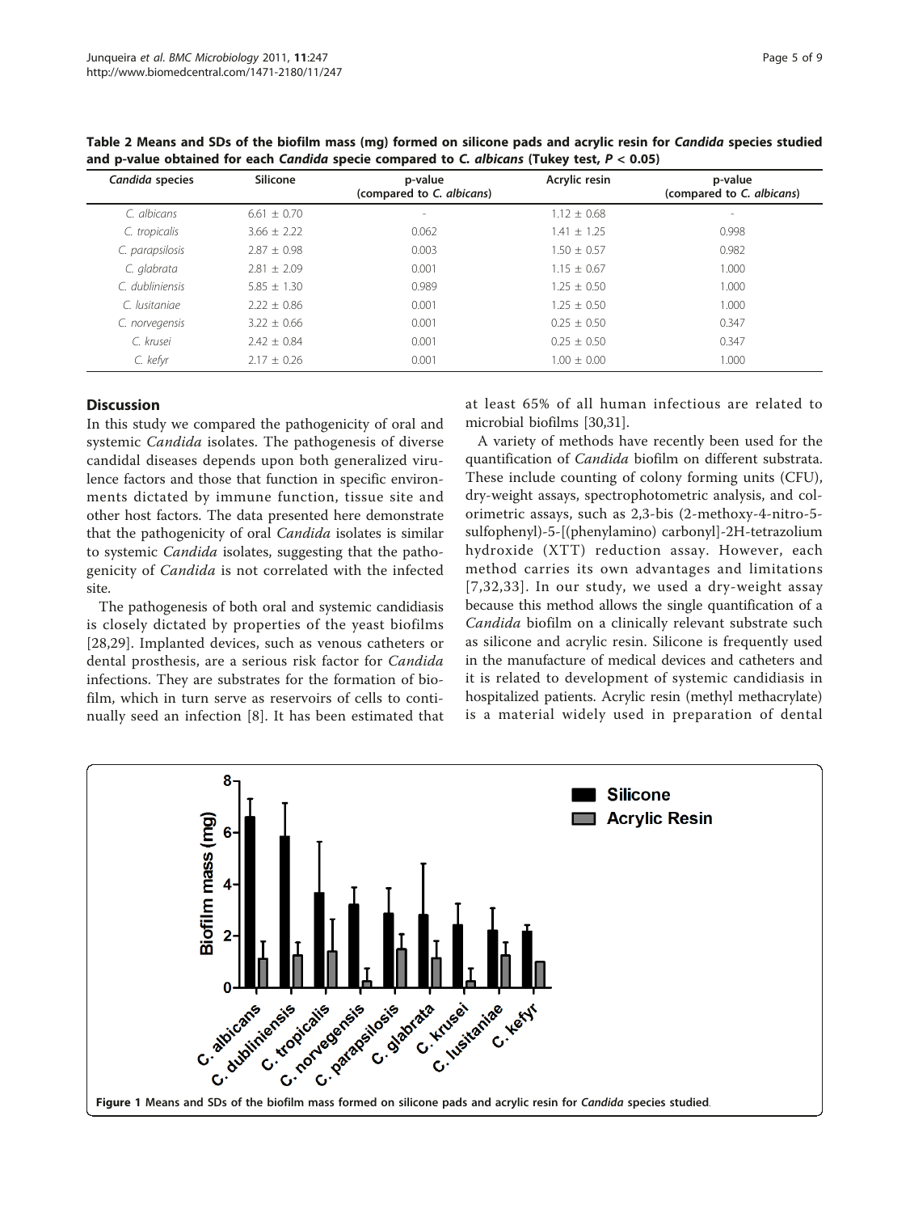**Table 2 Means and SDs of the biofilm mass (mg) formed on silicone pads and acrylic resin for *Candida* species studied and p-value obtained for each *Candida* specie compared to *C. albicans* (Tukey test, $P < 0.05$)**

| *Candida* species | Silicone | p-value (compared to *C. albicans*) | Acrylic resin | p-value (compared to *C. albicans*) |
|---|---|---|---|---|
| *C. albicans* | 6.61 ± 0.70 | - | 1.12 ± 0.68 | - |
| *C. tropicalis* | 3.66 ± 2.22 | 0.062 | 1.41 ± 1.25 | 0.998 |
| *C. parapsilosis* | 2.87 ± 0.98 | 0.003 | 1.50 ± 0.57 | 0.982 |
| *C. glabrata* | 2.81 ± 2.09 | 0.001 | 1.15 ± 0.67 | 1.000 |
| *C. dubliniensis* | 5.85 ± 1.30 | 0.989 | 1.25 ± 0.50 | 1.000 |
| *C. lusitaniae* | 2.22 ± 0.86 | 0.001 | 1.25 ± 0.50 | 1.000 |
| *C. norvegensis* | 3.22 ± 0.66 | 0.001 | 0.25 ± 0.50 | 0.347 |
| *C. krusei* | 2.42 ± 0.84 | 0.001 | 0.25 ± 0.50 | 0.347 |
| *C. kefyr* | 2.17 ± 0.26 | 0.001 | 1.00 ± 0.00 | 1.000 |

## Discussion

In this study we compared the pathogenicity of oral and systemic *Candida* isolates. The pathogenesis of diverse candidal diseases depends upon both generalized virulence factors and those that function in specific environments dictated by immune function, tissue site and other host factors. The data presented here demonstrate that the pathogenicity of oral *Candida* isolates is similar to systemic *Candida* isolates, suggesting that the pathogenicity of *Candida* is not correlated with the infected site.

The pathogenesis of both oral and systemic candidiasis is closely dictated by properties of the yeast biofilms [28,29]. Implanted devices, such as venous catheters or dental prosthesis, are a serious risk factor for *Candida* infections. They are substrates for the formation of biofilm, which in turn serve as reservoirs of cells to continually seed an infection [8]. It has been estimated that at least 65% of all human infectious are related to microbial biofilms [30,31].

A variety of methods have recently been used for the quantification of *Candida* biofilm on different substrata. These include counting of colony forming units (CFU), dry-weight assays, spectrophotometric analysis, and colorimetric assays, such as 2,3-bis (2-methoxy-4-nitro-5-sulfophenyl)-5-[(phenylamino) carbonyl]-2H-tetrazolium hydroxide (XTT) reduction assay. However, each method carries its own advantages and limitations [7,32,33]. In our study, we used a dry-weight assay because this method allows the single quantification of a *Candida* biofilm on a clinically relevant substrate such as silicone and acrylic resin. Silicone is frequently used in the manufacture of medical devices and catheters and it is related to development of systemic candidiasis in hospitalized patients. Acrylic resin (methyl methacrylate) is a material widely used in preparation of dental

**Figure 1** Means and SDs of the biofilm mass formed on silicone pads and acrylic resin for *Candida* species studied.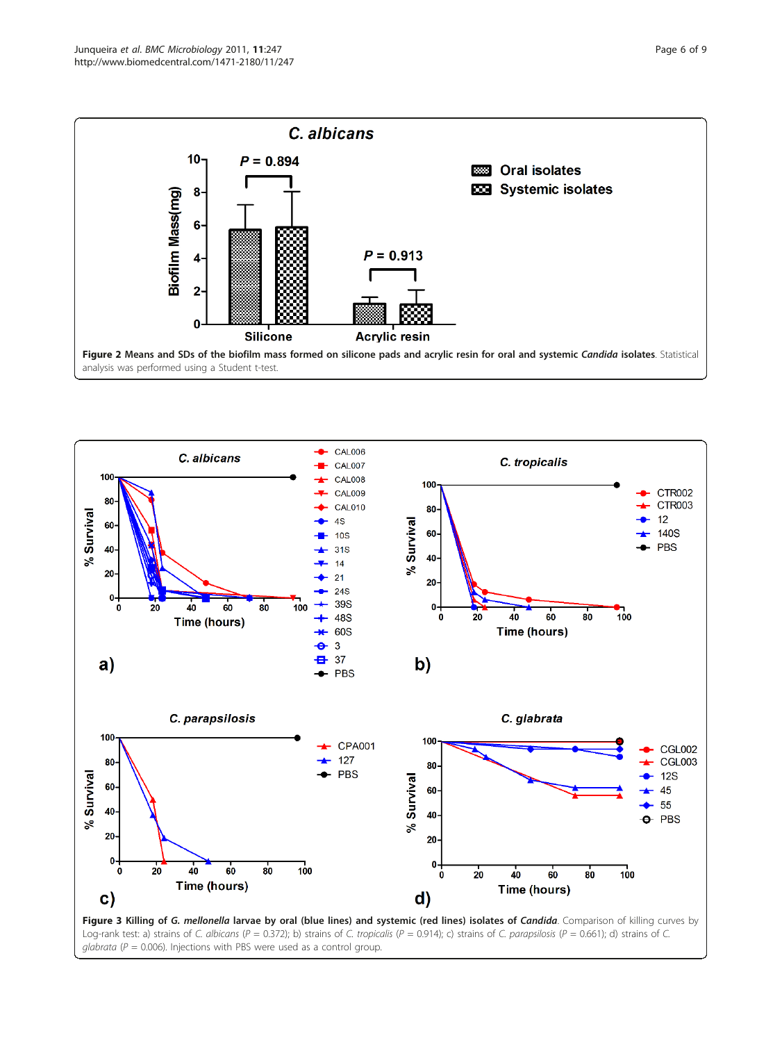**Figure 2 Means and SDs of the biofilm mass formed on silicone pads and acrylic resin for oral and systemic *Candida* isolates**. Statistical analysis was performed using a Student t-test.

**Figure 3 Killing of *G. mellonella* larvae by oral (blue lines) and systemic (red lines) isolates of *Candida***. Comparison of killing curves by Log-rank test: a) strains of *C. albicans* ($P = 0.372$); b) strains of *C. tropicalis* ($P = 0.914$); c) strains of *C. parapsilosis* ($P = 0.661$); d) strains of *C. glabrata* ($P = 0.006$). Injections with PBS were used as a control group.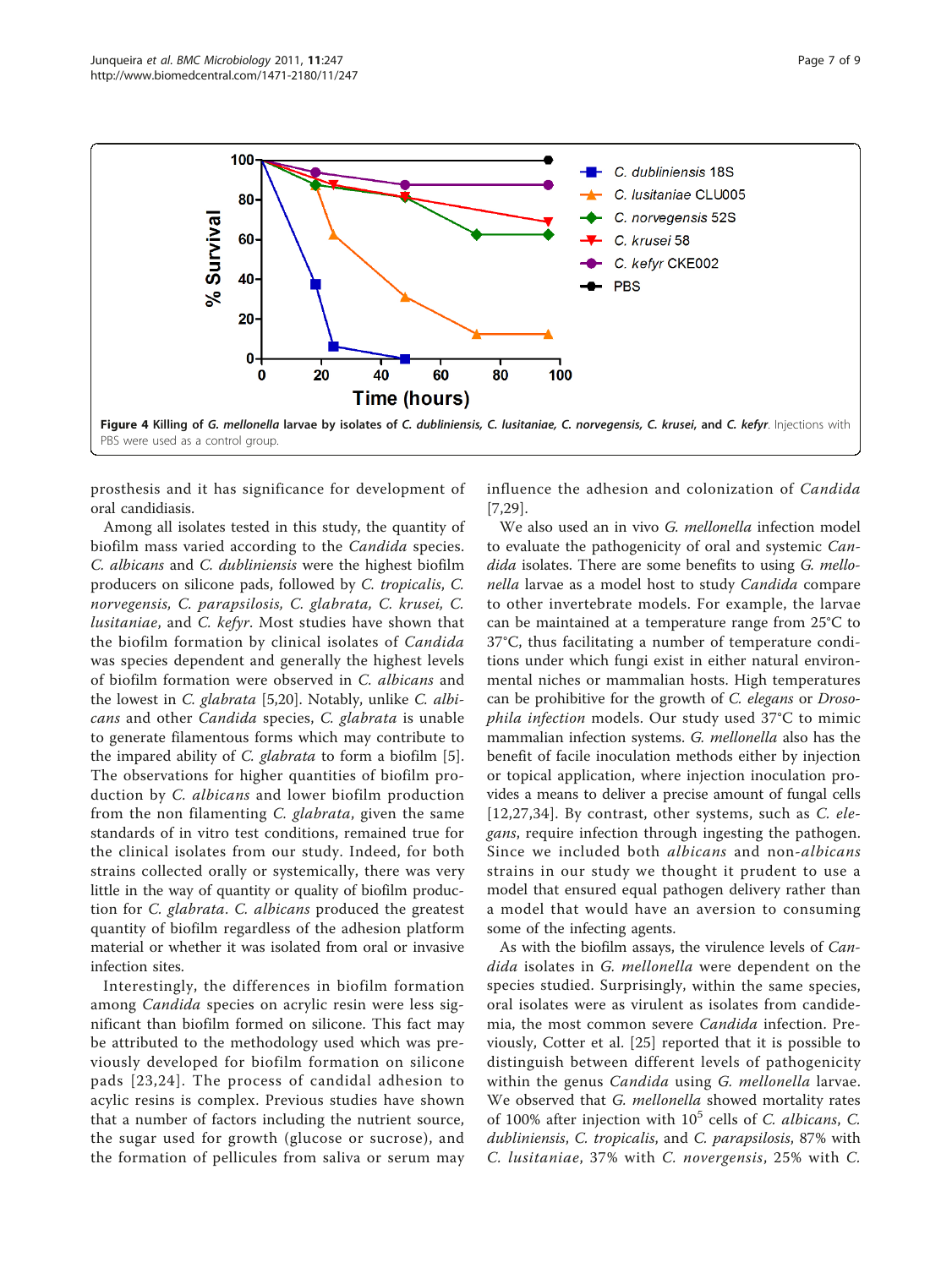100
80
60
40
20
0
% Survival
0
20
40
60
80
100
Time (hours)

C. dubliniensis 18S
C. lusitaniae CLU005
C. norvegensis 52S
C. krusei 58
C. kefyr CKE002
PBS

**Figure 4 Killing of *G. mellonella* larvae by isolates of *C. dubliniensis*, *C. lusitaniae*, *C. norvegensis*, *C. krusei*, and *C. kefyr***. Injections with PBS were used as a control group.

prosthesis and it has significance for development of oral candidiasis.

Among all isolates tested in this study, the quantity of biofilm mass varied according to the *Candida* species. *C. albicans* and *C. dubliniensis* were the highest biofilm producers on silicone pads, followed by *C. tropicalis*, *C. norvegensis*, *C. parapsilosis*, *C. glabrata*, *C. krusei*, *C. lusitaniae*, and *C. kefyr*. Most studies have shown that the biofilm formation by clinical isolates of *Candida* was species dependent and generally the highest levels of biofilm formation were observed in *C. albicans* and the lowest in *C. glabrata* [5,20]. Notably, unlike *C. albicans* and other *Candida* species, *C. glabrata* is unable to generate filamentous forms which may contribute to the impared ability of *C. glabrata* to form a biofilm [5]. The observations for higher quantities of biofilm production by *C. albicans* and lower biofilm production from the non filamenting *C. glabrata*, given the same standards of in vitro test conditions, remained true for the clinical isolates from our study. Indeed, for both strains collected orally or systemically, there was very little in the way of quantity or quality of biofilm production for *C. glabrata*. *C. albicans* produced the greatest quantity of biofilm regardless of the adhesion platform material or whether it was isolated from oral or invasive infection sites.

Interestingly, the differences in biofilm formation among *Candida* species on acrylic resin were less significant than biofilm formed on silicone. This fact may be attributed to the methodology used which was previously developed for biofilm formation on silicone pads [23,24]. The process of candidal adhesion to acylic resins is complex. Previous studies have shown that a number of factors including the nutrient source, the sugar used for growth (glucose or sucrose), and the formation of pellicules from saliva or serum may influence the adhesion and colonization of *Candida* [7,29].

We also used an in vivo *G. mellonella* infection model to evaluate the pathogenicity of oral and systemic *Candida* isolates. There are some benefits to using *G. mellonella* larvae as a model host to study *Candida* compare to other invertebrate models. For example, the larvae can be maintained at a temperature range from 25°C to 37°C, thus facilitating a number of temperature conditions under which fungi exist in either natural environmental niches or mammalian hosts. High temperatures can be prohibitive for the growth of *C. elegans* or *Drosophila infection* models. Our study used 37°C to mimic mammalian infection systems. *G. mellonella* also has the benefit of facile inoculation methods either by injection or topical application, where injection inoculation provides a means to deliver a precise amount of fungal cells [12,27,34]. By contrast, other systems, such as *C. elegans*, require infection through ingesting the pathogen. Since we included both *albicans* and non-*albicans* strains in our study we thought it prudent to use a model that ensured equal pathogen delivery rather than a model that would have an aversion to consuming some of the infecting agents.

As with the biofilm assays, the virulence levels of *Candida* isolates in *G. mellonella* were dependent on the species studied. Surprisingly, within the same species, oral isolates were as virulent as isolates from candidemia, the most common severe *Candida* infection. Previously, Cotter et al. [25] reported that it is possible to distinguish between different levels of pathogenicity within the genus *Candida* using *G. mellonella* larvae. We observed that *G. mellonella* showed mortality rates of 100% after injection with $10^5$ cells of *C. albicans*, *C. dubliniensis*, *C. tropicalis*, and *C. parapsilosis*, 87% with *C. lusitaniae*, 37% with *C. novergensis*, 25% with *C.*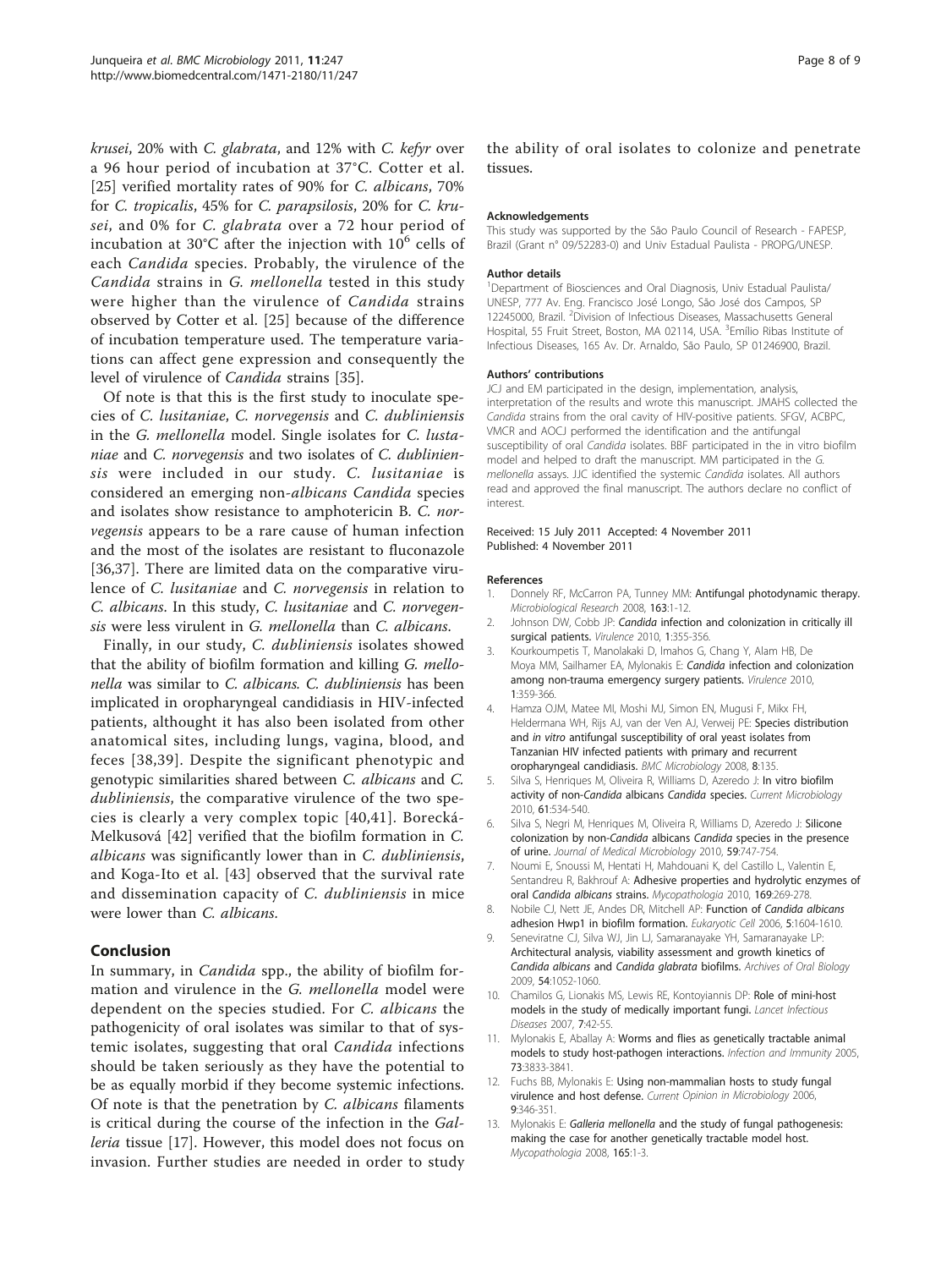*krusei*, 20% with *C. glabrata*, and 12% with *C. kefyr* over a 96 hour period of incubation at 37°C. Cotter et al. [25] verified mortality rates of 90% for *C. albicans*, 70% for *C. tropicalis*, 45% for *C. parapsilosis*, 20% for *C. krusei*, and 0% for *C. glabrata* over a 72 hour period of incubation at 30°C after the injection with $10^6$ cells of each *Candida* species. Probably, the virulence of the *Candida* strains in *G. mellonella* tested in this study were higher than the virulence of *Candida* strains observed by Cotter et al. [25] because of the difference of incubation temperature used. The temperature variations can affect gene expression and consequently the level of virulence of *Candida* strains [35].

Of note is that this is the first study to inoculate species of *C. lusitaniae*, *C. norvegensis* and *C. dubliniensis* in the *G. mellonella* model. Single isolates for *C. lustaniae* and *C. norvegensis* and two isolates of *C. dubliniensis* were included in our study. *C. lusitaniae* is considered an emerging non-*albicans Candida* species and isolates show resistance to amphotericin B. *C. norvegensis* appears to be a rare cause of human infection and the most of the isolates are resistant to fluconazole [36,37]. There are limited data on the comparative virulence of *C. lusitaniae* and *C. norvegensis* in relation to *C. albicans*. In this study, *C. lusitaniae* and *C. norvegensis* were less virulent in *G. mellonella* than *C. albicans*.

Finally, in our study, *C. dubliniensis* isolates showed that the ability of biofilm formation and killing *G. mellonella* was similar to *C. albicans*. *C. dubliniensis* has been implicated in oropharyngeal candidiasis in HIV-infected patients, althought it has also been isolated from other anatomical sites, including lungs, vagina, blood, and feces [38,39]. Despite the significant phenotypic and genotypic similarities shared between *C. albicans* and *C. dubliniensis*, the comparative virulence of the two species is clearly a very complex topic [40,41]. Borecká-Melkusová [42] verified that the biofilm formation in *C. albicans* was significantly lower than in *C. dubliniensis*, and Koga-Ito et al. [43] observed that the survival rate and dissemination capacity of *C. dubliniensis* in mice were lower than *C. albicans*.

## Conclusion

In summary, in *Candida* spp., the ability of biofilm formation and virulence in the *G. mellonella* model were dependent on the species studied. For *C. albicans* the pathogenicity of oral isolates was similar to that of systemic isolates, suggesting that oral *Candida* infections should be taken seriously as they have the potential to be as equally morbid if they become systemic infections. Of note is that the penetration by *C. albicans* filaments is critical during the course of the infection in the *Galleria* tissue [17]. However, this model does not focus on invasion. Further studies are needed in order to study the ability of oral isolates to colonize and penetrate tissues.

#### Acknowledgements

This study was supported by the São Paulo Council of Research - FAPESP, Brazil (Grant n° 09/52283-0) and Univ Estadual Paulista - PROPG/UNESP.

#### Author details

[1]Department of Biosciences and Oral Diagnosis, Univ Estadual Paulista/UNESP, 777 Av. Eng. Francisco José Longo, São José dos Campos, SP 12245000, Brazil. [2]Division of Infectious Diseases, Massachusetts General Hospital, 55 Fruit Street, Boston, MA 02114, USA. [3]Emílio Ribas Institute of Infectious Diseases, 165 Av. Dr. Arnaldo, São Paulo, SP 01246900, Brazil.

#### Authors' contributions

JCJ and EM participated in the design, implementation, analysis, interpretation of the results and wrote this manuscript. JMAHS collected the *Candida* strains from the oral cavity of HIV-positive patients. SFGV, ACBPC, VMCR and AOCJ performed the identification and the antifungal susceptibility of oral *Candida* isolates. BBF participated in the in vitro biofilm model and helped to draft the manuscript. MM participated in the *G. mellonella* assays. JJC identified the systemic *Candida* isolates. All authors read and approved the final manuscript. The authors declare no conflict of interest.

Received: 15 July 2011 Accepted: 4 November 2011
Published: 4 November 2011

#### References

1. Donnely RF, McCarron PA, Tunney MM: **Antifungal photodynamic therapy.** *Microbiological Research* 2008, **163**:1-12.
2. Johnson DW, Cobb JP: ***Candida* infection and colonization in critically ill surgical patients.** *Virulence* 2010, **1**:355-356.
3. Kourkoumpetis T, Manolakaki D, Imahos G, Chang Y, Alam HB, De Moya MM, Sailhamer EA, Mylonakis E: ***Candida* infection and colonization among non-trauma emergency surgery patients.** *Virulence* 2010, **1**:359-366.
4. Hamza OJM, Matee MI, Moshi MJ, Simon EN, Mugusi F, Mikx FH, Heldermana WH, Rijs AJ, van der Ven AJ, Verweij PE: **Species distribution and *in vitro* antifungal susceptibility of oral yeast isolates from Tanzanian HIV infected patients with primary and recurrent oropharyngeal candidiasis.** *BMC Microbiology* 2008, **8**:135.
5. Silva S, Henriques M, Oliveira R, Williams D, Azeredo J: **In vitro biofilm activity of non-*Candida* albicans *Candida* species.** *Current Microbiology* 2010, **61**:534-540.
6. Silva S, Negri M, Henriques M, Oliveira R, Williams D, Azeredo J: **Silicone colonization by non-*Candida* albicans *Candida* species in the presence of urine.** *Journal of Medical Microbiology* 2010, **59**:747-754.
7. Noumi E, Snoussi M, Hentati H, Mahdouani K, del Castillo L, Valentin E, Sentandreu R, Bakhrouf A: **Adhesive properties and hydrolytic enzymes of oral *Candida albicans* strains.** *Mycopathologia* 2010, **169**:269-278.
8. Nobile CJ, Nett JE, Andes DR, Mitchell AP: **Function of *Candida albicans* adhesion Hwp1 in biofilm formation.** *Eukaryotic Cell* 2006, **5**:1604-1610.
9. Seneviratne CJ, Silva WJ, Jin LJ, Samaranayake YH, Samaranayake LP: **Architectural analysis, viability assessment and growth kinetics of *Candida albicans* and *Candida glabrata* biofilms.** *Archives of Oral Biology* 2009, **54**:1052-1060.
10. Chamilos G, Lionakis MS, Lewis RE, Kontoyiannis DP: **Role of mini-host models in the study of medically important fungi.** *Lancet Infectious Diseases* 2007, **7**:42-55.
11. Mylonakis E, Aballay A: **Worms and flies as genetically tractable animal models to study host-pathogen interactions.** *Infection and Immunity* 2005, **73**:3833-3841.
12. Fuchs BB, Mylonakis E: **Using non-mammalian hosts to study fungal virulence and host defense.** *Current Opinion in Microbiology* 2006, **9**:346-351.
13. Mylonakis E: ***Galleria mellonella* and the study of fungal pathogenesis: making the case for another genetically tractable model host.** *Mycopathologia* 2008, **165**:1-3.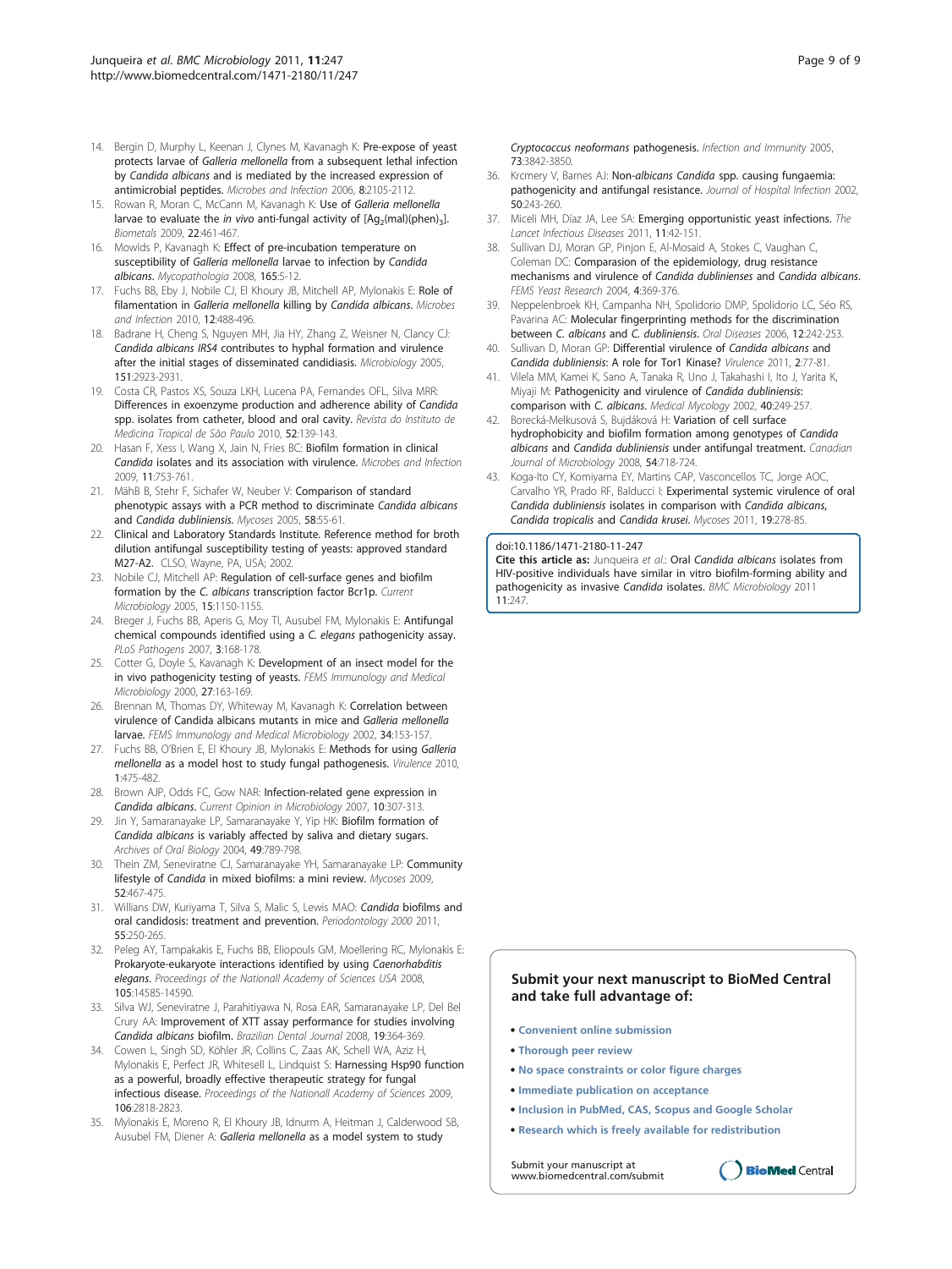14. Bergin D, Murphy L, Keenan J, Clynes M, Kavanagh K: **Pre-expose of yeast protects larvae of *Galleria mellonella* from a subsequent lethal infection by *Candida albicans* and is mediated by the increased expression of antimicrobial peptides.** *Microbes and Infection* 2006, **8**:2105-2112.
15. Rowan R, Moran C, McCann M, Kavanagh K: **Use of *Galleria mellonella* larvae to evaluate the *in vivo* anti-fungal activity of [$Ag_2$(mal)(phen)$_3$].** *Biometals* 2009, **22**:461-467.
16. Mowlds P, Kavanagh K: **Effect of pre-incubation temperature on susceptibility of *Galleria mellonella* larvae to infection by *Candida albicans*.** *Mycopathologia* 2008, **165**:5-12.
17. Fuchs BB, Eby J, Nobile CJ, El Khoury JB, Mitchell AP, Mylonakis E: **Role of filamentation in *Galleria mellonella* killing by *Candida albicans*.** *Microbes and Infection* 2010, **12**:488-496.
18. Badrane H, Cheng S, Nguyen MH, Jia HY, Zhang Z, Weisner N, Clancy CJ: ***Candida albicans IRS4* contributes to hyphal formation and virulence after the initial stages of disseminated candidiasis.** *Microbiology* 2005, **151**:2923-2931.
19. Costa CR, Pastos XS, Souza LKH, Lucena PA, Fernandes OFL, Silva MRR: **Differences in exoenzyme production and adherence ability of *Candida* spp. isolates from catheter, blood and oral cavity.** *Revista do Instituto de Medicina Tropical de São Paulo* 2010, **52**:139-143.
20. Hasan F, Xess I, Wang X, Jain N, Fries BC: **Biofilm formation in clinical *Candida* isolates and its association with virulence.** *Microbes and Infection* 2009, **11**:753-761.
21. MähB B, Stehr F, Sichafer W, Neuber V: **Comparison of standard phenotypic assays with a PCR method to discriminate *Candida albicans* and *Candida dubliniensis*.** *Mycoses* 2005, **58**:55-61.
22. Clinical and Laboratory Standards Institute. **Reference method for broth dilution antifungal susceptibility testing of yeasts: approved standard M27-A2.** CLSO, Wayne, PA, USA; 2002.
23. Nobile CJ, Mitchell AP: **Regulation of cell-surface genes and biofilm formation by the *C. albicans* transcription factor Bcr1p.** *Current Microbiology* 2005, **15**:1150-1155.
24. Breger J, Fuchs BB, Aperis G, Moy TI, Ausubel FM, Mylonakis E: **Antifungal chemical compounds identified using a *C. elegans* pathogenicity assay.** *PLoS Pathogens* 2007, **3**:168-178.
25. Cotter G, Doyle S, Kavanagh K: **Development of an insect model for the in vivo pathogenicity testing of yeasts.** *FEMS Immunology and Medical Microbiology* 2000, **27**:163-169.
26. Brennan M, Thomas DY, Whiteway M, Kavanagh K: **Correlation between virulence of Candida albicans mutants in mice and *Galleria mellonella* larvae.** *FEMS Immunology and Medical Microbiology* 2002, **34**:153-157.
27. Fuchs BB, O'Brien E, El Khoury JB, Mylonakis E: **Methods for using *Galleria mellonella* as a model host to study fungal pathogenesis.** *Virulence* 2010, **1**:475-482.
28. Brown AJP, Odds FC, Gow NAR: **Infection-related gene expression in *Candida albicans*.** *Current Opinion in Microbiology* 2007, **10**:307-313.
29. Jin Y, Samaranayake LP, Samaranayake Y, Yip HK: **Biofilm formation of *Candida albicans* is variably affected by saliva and dietary sugars.** *Archives of Oral Biology* 2004, **49**:789-798.
30. Thein ZM, Seneviratne CJ, Samaranayake YH, Samaranayake LP: **Community lifestyle of *Candida* in mixed biofilms: a mini review.** *Mycoses* 2009, **52**:467-475.
31. Willians DW, Kuriyama T, Silva S, Malic S, Lewis MAO: ***Candida* biofilms and oral candidosis: treatment and prevention.** *Periodontology 2000* 2011, **55**:250-265.
32. Peleg AY, Tampakakis E, Fuchs BB, Eliopouls GM, Moellering RC, Mylonakis E: **Prokaryote-eukaryote interactions identified by using *Caenorhabditis elegans*.** *Proceedings of the Nationall Academy of Sciences USA* 2008, **105**:14585-14590.
33. Silva WJ, Seneviratne J, Parahitiyawa N, Rosa EAR, Samaranayake LP, Del Bel Cury AA: **Improvement of XTT assay performance for studies involving *Candida albicans* biofilm.** *Brazilian Dental Journal* 2008, **19**:364-369.
34. Cowen L, Singh SD, Köhler JR, Collins C, Zaas AK, Schell WA, Aziz H, Mylonakis E, Perfect JR, Whitesell L, Lindquist S: **Harnessing Hsp90 function as a powerful, broadly effective therapeutic strategy for fungal infectious disease.** *Proceedings of the Nationall Academy of Sciences* 2009, **106**:2818-2823.
35. Mylonakis E, Moreno R, El Khoury JB, Idnurm A, Heitman J, Calderwood SB, Ausubel FM, Diener A: ***Galleria mellonella* as a model system to study *Cryptococcus neoformans* pathogenesis.** *Infection and Immunity* 2005, **73**:3842-3850.
36. Krcmery V, Barnes AJ: **Non-*albicans Candida* spp. causing fungaemia: pathogenicity and antifungal resistance.** *Journal of Hospital Infection* 2002, **50**:243-260.
37. Miceli MH, Díaz JA, Lee SA: **Emerging opportunistic yeast infections.** *The Lancet Infectious Diseases* 2011, **11**:42-151.
38. Sullivan DJ, Moran GP, Pinjon E, Al-Mosaid A, Stokes C, Vaughan C, Coleman DC: **Comparasion of the epidemiology, drug resistance mechanisms and virulence of *Candida dublinienses* and *Candida albicans*.** *FEMS Yeast Research* 2004, **4**:369-376.
39. Neppelenbroek KH, Campanha NH, Spolidorio DMP, Spolidorio LC, Séo RS, Pavarina AC: **Molecular fingerprinting methods for the discrimination between *C. albicans* and *C. dubliniensis*.** *Oral Diseases* 2006, **12**:242-253.
40. Sullivan D, Moran GP: **Differential virulence of *Candida albicans* and *Candida dubliniensis*: A role for Tor1 Kinase?** *Virulence* 2011, **2**:77-81.
41. Vilela MM, Kamei K, Sano A, Tanaka R, Uno J, Takahashi I, Ito J, Yarita K, Miyaji M: **Pathogenicity and virulence of *Candida dubliniensis*: comparison with *C. albicans*.** *Medical Mycology* 2002, **40**:249-257.
42. Borecká-Melkusová S, Bujdáková H: **Variation of cell surface hydrophobicity and biofilm formation among genotypes of *Candida albicans* and *Candida dubliniensis* under antifungal treatment.** *Canadian Journal of Microbiology* 2008, **54**:718-724.
43. Koga-Ito CY, Komiyama EY, Martins CAP, Vasconcellos TC, Jorge AOC, Carvalho YR, Prado RF, Balducci I: **Experimental systemic virulence of oral *Candida dubliniensis* isolates in comparison with *Candida albicans*, *Candida tropicalis* and *Candida krusei*.** *Mycoses* 2011, **19**:278-85.

doi:10.1186/1471-2180-11-247
**Cite this article as:** Junqueira *et al.*: Oral *Candida albicans* isolates from HIV-positive individuals have similar in vitro biofilm-forming ability and pathogenicity as invasive *Candida* isolates. *BMC Microbiology* 2011 **11**:247.

**Submit your next manuscript to BioMed Central and take full advantage of:**

- Convenient online submission
- Thorough peer review
- No space constraints or color figure charges
- Immediate publication on acceptance
- Inclusion in PubMed, CAS, Scopus and Google Scholar
- Research which is freely available for redistribution

Submit your manuscript at www.biomedcentral.com/submit

BioMed Central